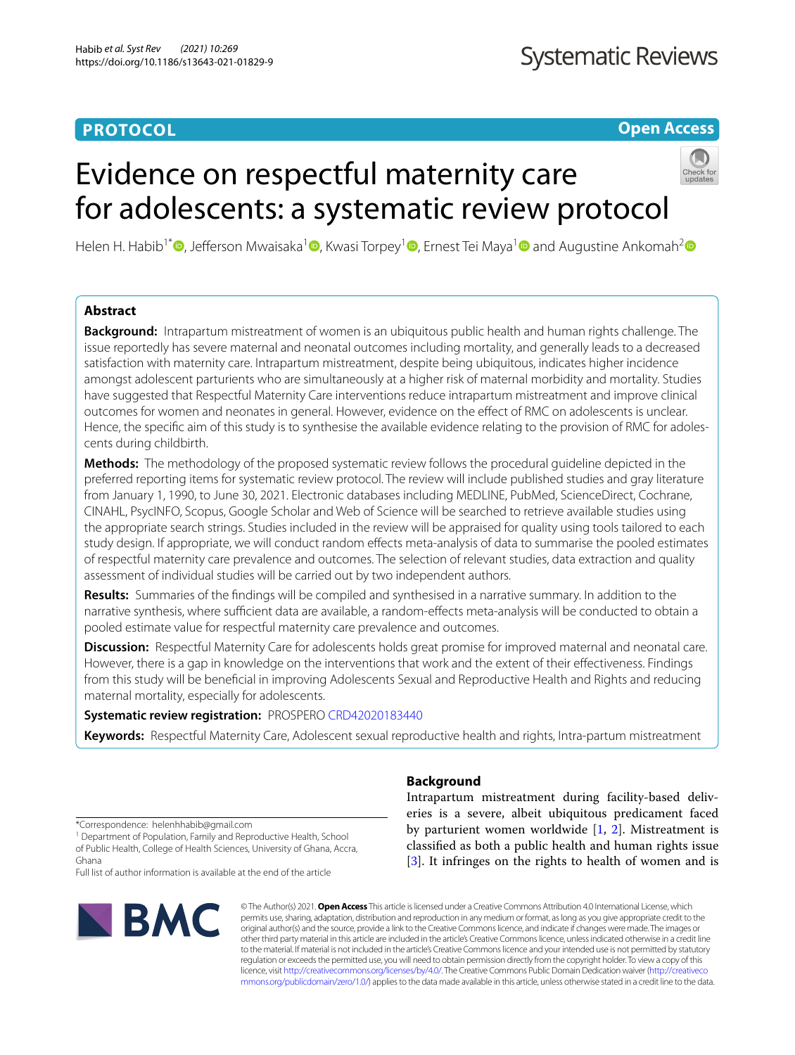**PROTOCOL** **Open Access**

# Evidence on respectful maternity care for adolescents: a systematic review protocol

Helen H. Habib[1*], Jefferson Mwaisaka[1], Kwasi Torpey[1], Ernest Tei Maya[1] and Augustine Ankomah[2]

## Abstract

**Background:** Intrapartum mistreatment of women is an ubiquitous public health and human rights challenge. The issue reportedly has severe maternal and neonatal outcomes including mortality, and generally leads to a decreased satisfaction with maternity care. Intrapartum mistreatment, despite being ubiquitous, indicates higher incidence amongst adolescent parturients who are simultaneously at a higher risk of maternal morbidity and mortality. Studies have suggested that Respectful Maternity Care interventions reduce intrapartum mistreatment and improve clinical outcomes for women and neonates in general. However, evidence on the effect of RMC on adolescents is unclear. Hence, the specific aim of this study is to synthesise the available evidence relating to the provision of RMC for adolescents during childbirth.

**Methods:** The methodology of the proposed systematic review follows the procedural guideline depicted in the preferred reporting items for systematic review protocol. The review will include published studies and gray literature from January 1, 1990, to June 30, 2021. Electronic databases including MEDLINE, PubMed, ScienceDirect, Cochrane, CINAHL, PsycINFO, Scopus, Google Scholar and Web of Science will be searched to retrieve available studies using the appropriate search strings. Studies included in the review will be appraised for quality using tools tailored to each study design. If appropriate, we will conduct random effects meta-analysis of data to summarise the pooled estimates of respectful maternity care prevalence and outcomes. The selection of relevant studies, data extraction and quality assessment of individual studies will be carried out by two independent authors.

**Results:** Summaries of the findings will be compiled and synthesised in a narrative summary. In addition to the narrative synthesis, where sufficient data are available, a random-effects meta-analysis will be conducted to obtain a pooled estimate value for respectful maternity care prevalence and outcomes.

**Discussion:** Respectful Maternity Care for adolescents holds great promise for improved maternal and neonatal care. However, there is a gap in knowledge on the interventions that work and the extent of their effectiveness. Findings from this study will be beneficial in improving Adolescents Sexual and Reproductive Health and Rights and reducing maternal mortality, especially for adolescents.

**Systematic review registration:** PROSPERO CRD42020183440

**Keywords:** Respectful Maternity Care, Adolescent sexual reproductive health and rights, Intra-partum mistreatment

## Background

Intrapartum mistreatment during facility-based deliveries is a severe, albeit ubiquitous predicament faced by parturient women worldwide [1, 2]. Mistreatment is classified as both a public health and human rights issue [3]. It infringes on the rights to health of women and is

*Correspondence: helenhhabib@gmail.com
[1] Department of Population, Family and Reproductive Health, School of Public Health, College of Health Sciences, University of Ghana, Accra, Ghana
Full list of author information is available at the end of the article

© The Author(s) 2021. **Open Access** This article is licensed under a Creative Commons Attribution 4.0 International License, which permits use, sharing, adaptation, distribution and reproduction in any medium or format, as long as you give appropriate credit to the original author(s) and the source, provide a link to the Creative Commons licence, and indicate if changes were made. The images or other third party material in this article are included in the article's Creative Commons licence, unless indicated otherwise in a credit line to the material. If material is not included in the article's Creative Commons licence and your intended use is not permitted by statutory regulation or exceeds the permitted use, you will need to obtain permission directly from the copyright holder. To view a copy of this licence, visit http://creativecommons.org/licenses/by/4.0/. The Creative Commons Public Domain Dedication waiver (http://creativecommons.org/publicdomain/zero/1.0/) applies to the data made available in this article, unless otherwise stated in a credit line to the data.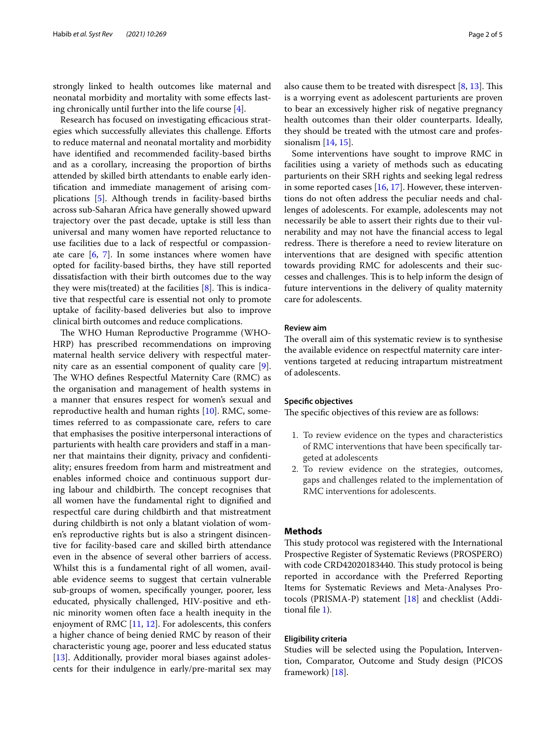strongly linked to health outcomes like maternal and neonatal morbidity and mortality with some effects lasting chronically until further into the life course [4].

Research has focused on investigating efficacious strategies which successfully alleviates this challenge. Efforts to reduce maternal and neonatal mortality and morbidity have identified and recommended facility-based births and as a corollary, increasing the proportion of births attended by skilled birth attendants to enable early identification and immediate management of arising complications [5]. Although trends in facility-based births across sub-Saharan Africa have generally showed upward trajectory over the past decade, uptake is still less than universal and many women have reported reluctance to use facilities due to a lack of respectful or compassionate care [6, 7]. In some instances where women have opted for facility-based births, they have still reported dissatisfaction with their birth outcomes due to the way they were mis(treated) at the facilities [8]. This is indicative that respectful care is essential not only to promote uptake of facility-based deliveries but also to improve clinical birth outcomes and reduce complications.

The WHO Human Reproductive Programme (WHO-HRP) has prescribed recommendations on improving maternal health service delivery with respectful maternity care as an essential component of quality care [9]. The WHO defines Respectful Maternity Care (RMC) as the organisation and management of health systems in a manner that ensures respect for women's sexual and reproductive health and human rights [10]. RMC, sometimes referred to as compassionate care, refers to care that emphasises the positive interpersonal interactions of parturients with health care providers and staff in a manner that maintains their dignity, privacy and confidentiality; ensures freedom from harm and mistreatment and enables informed choice and continuous support during labour and childbirth. The concept recognises that all women have the fundamental right to dignified and respectful care during childbirth and that mistreatment during childbirth is not only a blatant violation of women's reproductive rights but is also a stringent disincentive for facility-based care and skilled birth attendance even in the absence of several other barriers of access. Whilst this is a fundamental right of all women, available evidence seems to suggest that certain vulnerable sub-groups of women, specifically younger, poorer, less educated, physically challenged, HIV-positive and ethnic minority women often face a health inequity in the enjoyment of RMC [11, 12]. For adolescents, this confers a higher chance of being denied RMC by reason of their characteristic young age, poorer and less educated status [13]. Additionally, provider moral biases against adolescents for their indulgence in early/pre-marital sex may also cause them to be treated with disrespect [8, 13]. This is a worrying event as adolescent parturients are proven to bear an excessively higher risk of negative pregnancy health outcomes than their older counterparts. Ideally, they should be treated with the utmost care and professionalism [14, 15].

Some interventions have sought to improve RMC in facilities using a variety of methods such as educating parturients on their SRH rights and seeking legal redress in some reported cases [16, 17]. However, these interventions do not often address the peculiar needs and challenges of adolescents. For example, adolescents may not necessarily be able to assert their rights due to their vulnerability and may not have the financial access to legal redress. There is therefore a need to review literature on interventions that are designed with specific attention towards providing RMC for adolescents and their successes and challenges. This is to help inform the design of future interventions in the delivery of quality maternity care for adolescents.

### Review aim

The overall aim of this systematic review is to synthesise the available evidence on respectful maternity care interventions targeted at reducing intrapartum mistreatment of adolescents.

### Specific objectives

The specific objectives of this review are as follows:

1. To review evidence on the types and characteristics of RMC interventions that have been specifically targeted at adolescents
2. To review evidence on the strategies, outcomes, gaps and challenges related to the implementation of RMC interventions for adolescents.

## Methods

This study protocol was registered with the International Prospective Register of Systematic Reviews (PROSPERO) with code CRD42020183440. This study protocol is being reported in accordance with the Preferred Reporting Items for Systematic Reviews and Meta-Analyses Protocols (PRISMA-P) statement [18] and checklist (Additional file 1).

### Eligibility criteria

Studies will be selected using the Population, Intervention, Comparator, Outcome and Study design (PICOS framework) [18].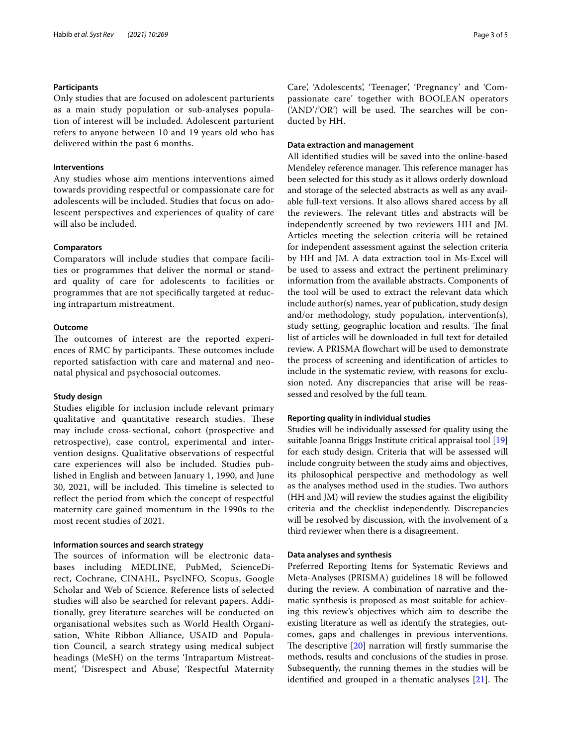### Participants

Only studies that are focused on adolescent parturients as a main study population or sub-analyses population of interest will be included. Adolescent parturient refers to anyone between 10 and 19 years old who has delivered within the past 6 months.

### Interventions

Any studies whose aim mentions interventions aimed towards providing respectful or compassionate care for adolescents will be included. Studies that focus on adolescent perspectives and experiences of quality of care will also be included.

### Comparators

Comparators will include studies that compare facilities or programmes that deliver the normal or standard quality of care for adolescents to facilities or programmes that are not specifically targeted at reducing intrapartum mistreatment.

### Outcome

The outcomes of interest are the reported experiences of RMC by participants. These outcomes include reported satisfaction with care and maternal and neonatal physical and psychosocial outcomes.

### Study design

Studies eligible for inclusion include relevant primary qualitative and quantitative research studies. These may include cross-sectional, cohort (prospective and retrospective), case control, experimental and intervention designs. Qualitative observations of respectful care experiences will also be included. Studies published in English and between January 1, 1990, and June 30, 2021, will be included. This timeline is selected to reflect the period from which the concept of respectful maternity care gained momentum in the 1990s to the most recent studies of 2021.

### Information sources and search strategy

The sources of information will be electronic databases including MEDLINE, PubMed, ScienceDirect, Cochrane, CINAHL, PsycINFO, Scopus, Google Scholar and Web of Science. Reference lists of selected studies will also be searched for relevant papers. Additionally, grey literature searches will be conducted on organisational websites such as World Health Organisation, White Ribbon Alliance, USAID and Population Council, a search strategy using medical subject headings (MeSH) on the terms 'Intrapartum Mistreatment', 'Disrespect and Abuse', 'Respectful Maternity Care', 'Adolescents', 'Teenager', 'Pregnancy' and 'Compassionate care' together with BOOLEAN operators ('AND'/'OR') will be used. The searches will be conducted by HH.

### Data extraction and management

All identified studies will be saved into the online-based Mendeley reference manager. This reference manager has been selected for this study as it allows orderly download and storage of the selected abstracts as well as any available full-text versions. It also allows shared access by all the reviewers. The relevant titles and abstracts will be independently screened by two reviewers HH and JM. Articles meeting the selection criteria will be retained for independent assessment against the selection criteria by HH and JM. A data extraction tool in Ms-Excel will be used to assess and extract the pertinent preliminary information from the available abstracts. Components of the tool will be used to extract the relevant data which include author(s) names, year of publication, study design and/or methodology, study population, intervention(s), study setting, geographic location and results. The final list of articles will be downloaded in full text for detailed review. A PRISMA flowchart will be used to demonstrate the process of screening and identification of articles to include in the systematic review, with reasons for exclusion noted. Any discrepancies that arise will be reassessed and resolved by the full team.

### Reporting quality in individual studies

Studies will be individually assessed for quality using the suitable Joanna Briggs Institute critical appraisal tool [19] for each study design. Criteria that will be assessed will include congruity between the study aims and objectives, its philosophical perspective and methodology as well as the analyses method used in the studies. Two authors (HH and JM) will review the studies against the eligibility criteria and the checklist independently. Discrepancies will be resolved by discussion, with the involvement of a third reviewer when there is a disagreement.

### Data analyses and synthesis

Preferred Reporting Items for Systematic Reviews and Meta-Analyses (PRISMA) guidelines 18 will be followed during the review. A combination of narrative and thematic synthesis is proposed as most suitable for achieving this review's objectives which aim to describe the existing literature as well as identify the strategies, outcomes, gaps and challenges in previous interventions. The descriptive [20] narration will firstly summarise the methods, results and conclusions of the studies in prose. Subsequently, the running themes in the studies will be identified and grouped in a thematic analyses [21]. The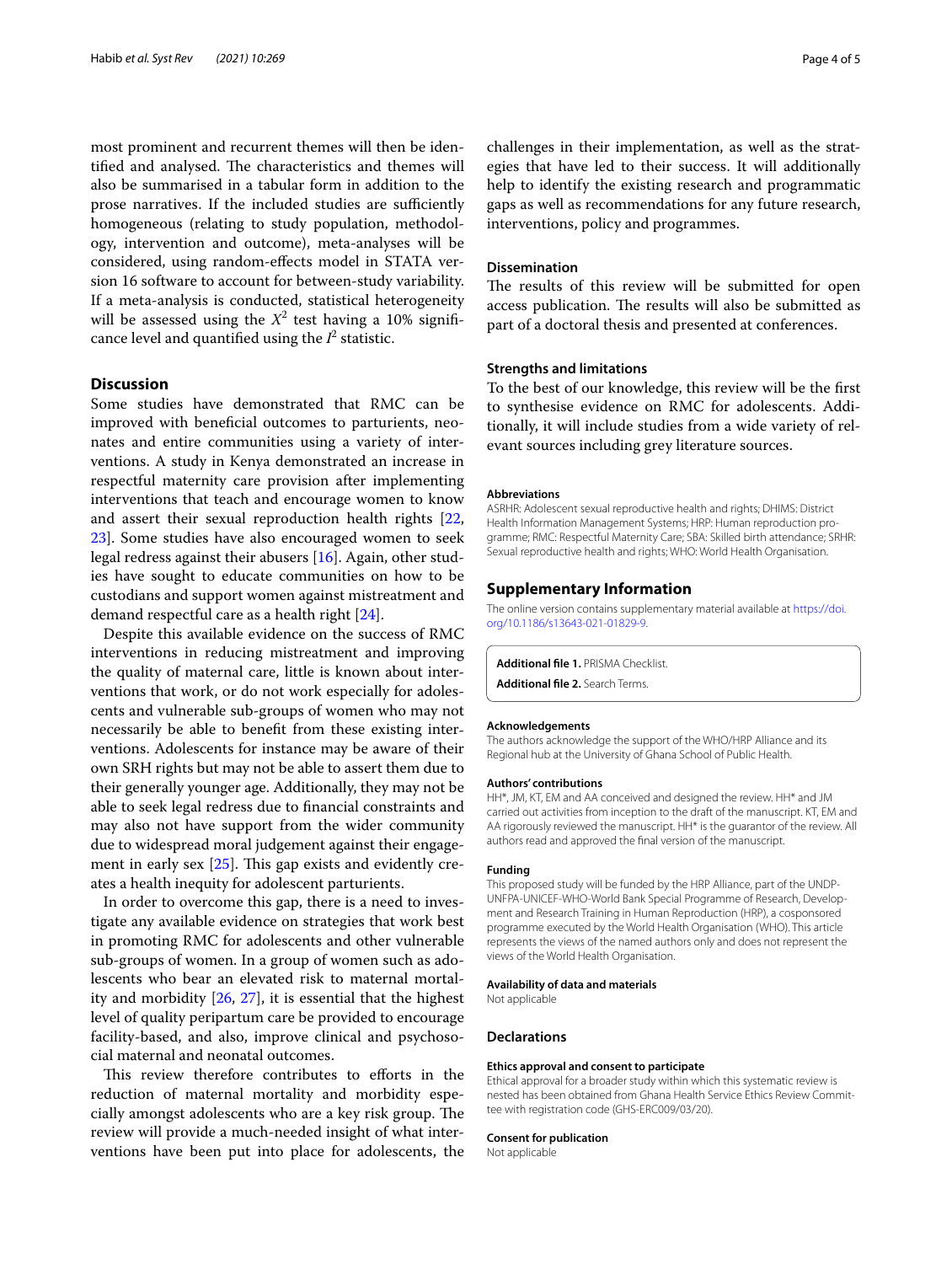most prominent and recurrent themes will then be identified and analysed. The characteristics and themes will also be summarised in a tabular form in addition to the prose narratives. If the included studies are sufficiently homogeneous (relating to study population, methodology, intervention and outcome), meta-analyses will be considered, using random-effects model in STATA version 16 software to account for between-study variability. If a meta-analysis is conducted, statistical heterogeneity will be assessed using the $X^2$ test having a 10% significance level and quantified using the $I^2$ statistic.

## Discussion

Some studies have demonstrated that RMC can be improved with beneficial outcomes to parturients, neonates and entire communities using a variety of interventions. A study in Kenya demonstrated an increase in respectful maternity care provision after implementing interventions that teach and encourage women to know and assert their sexual reproduction health rights [22, 23]. Some studies have also encouraged women to seek legal redress against their abusers [16]. Again, other studies have sought to educate communities on how to be custodians and support women against mistreatment and demand respectful care as a health right [24].

Despite this available evidence on the success of RMC interventions in reducing mistreatment and improving the quality of maternal care, little is known about interventions that work, or do not work especially for adolescents and vulnerable sub-groups of women who may not necessarily be able to benefit from these existing interventions. Adolescents for instance may be aware of their own SRH rights but may not be able to assert them due to their generally younger age. Additionally, they may not be able to seek legal redress due to financial constraints and may also not have support from the wider community due to widespread moral judgement against their engagement in early sex [25]. This gap exists and evidently creates a health inequity for adolescent parturients.

In order to overcome this gap, there is a need to investigate any available evidence on strategies that work best in promoting RMC for adolescents and other vulnerable sub-groups of women. In a group of women such as adolescents who bear an elevated risk to maternal mortality and morbidity [26, 27], it is essential that the highest level of quality peripartum care be provided to encourage facility-based, and also, improve clinical and psychosocial maternal and neonatal outcomes.

This review therefore contributes to efforts in the reduction of maternal mortality and morbidity especially amongst adolescents who are a key risk group. The review will provide a much-needed insight of what interventions have been put into place for adolescents, the challenges in their implementation, as well as the strategies that have led to their success. It will additionally help to identify the existing research and programmatic gaps as well as recommendations for any future research, interventions, policy and programmes.

### Dissemination

The results of this review will be submitted for open access publication. The results will also be submitted as part of a doctoral thesis and presented at conferences.

### Strengths and limitations

To the best of our knowledge, this review will be the first to synthesise evidence on RMC for adolescents. Additionally, it will include studies from a wide variety of relevant sources including grey literature sources.

#### Abbreviations

ASRHR: Adolescent sexual reproductive health and rights; DHIMS: District Health Information Management Systems; HRP: Human reproduction programme; RMC: Respectful Maternity Care; SBA: Skilled birth attendance; SRHR: Sexual reproductive health and rights; WHO: World Health Organisation.

## Supplementary Information

The online version contains supplementary material available at https://doi.org/10.1186/s13643-021-01829-9.

**Additional file 1.** PRISMA Checklist.

**Additional file 2.** Search Terms.

#### Acknowledgements

The authors acknowledge the support of the WHO/HRP Alliance and its Regional hub at the University of Ghana School of Public Health.

#### Authors' contributions

HH*, JM, KT, EM and AA conceived and designed the review. HH* and JM carried out activities from inception to the draft of the manuscript. KT, EM and AA rigorously reviewed the manuscript. HH* is the guarantor of the review. All authors read and approved the final version of the manuscript.

#### Funding

This proposed study will be funded by the HRP Alliance, part of the UNDP-UNFPA-UNICEF-WHO-World Bank Special Programme of Research, Development and Research Training in Human Reproduction (HRP), a cosponsored programme executed by the World Health Organisation (WHO). This article represents the views of the named authors only and does not represent the views of the World Health Organisation.

#### Availability of data and materials

Not applicable

### Declarations

#### Ethics approval and consent to participate

Ethical approval for a broader study within which this systematic review is nested has been obtained from Ghana Health Service Ethics Review Committee with registration code (GHS-ERC009/03/20).

#### Consent for publication

Not applicable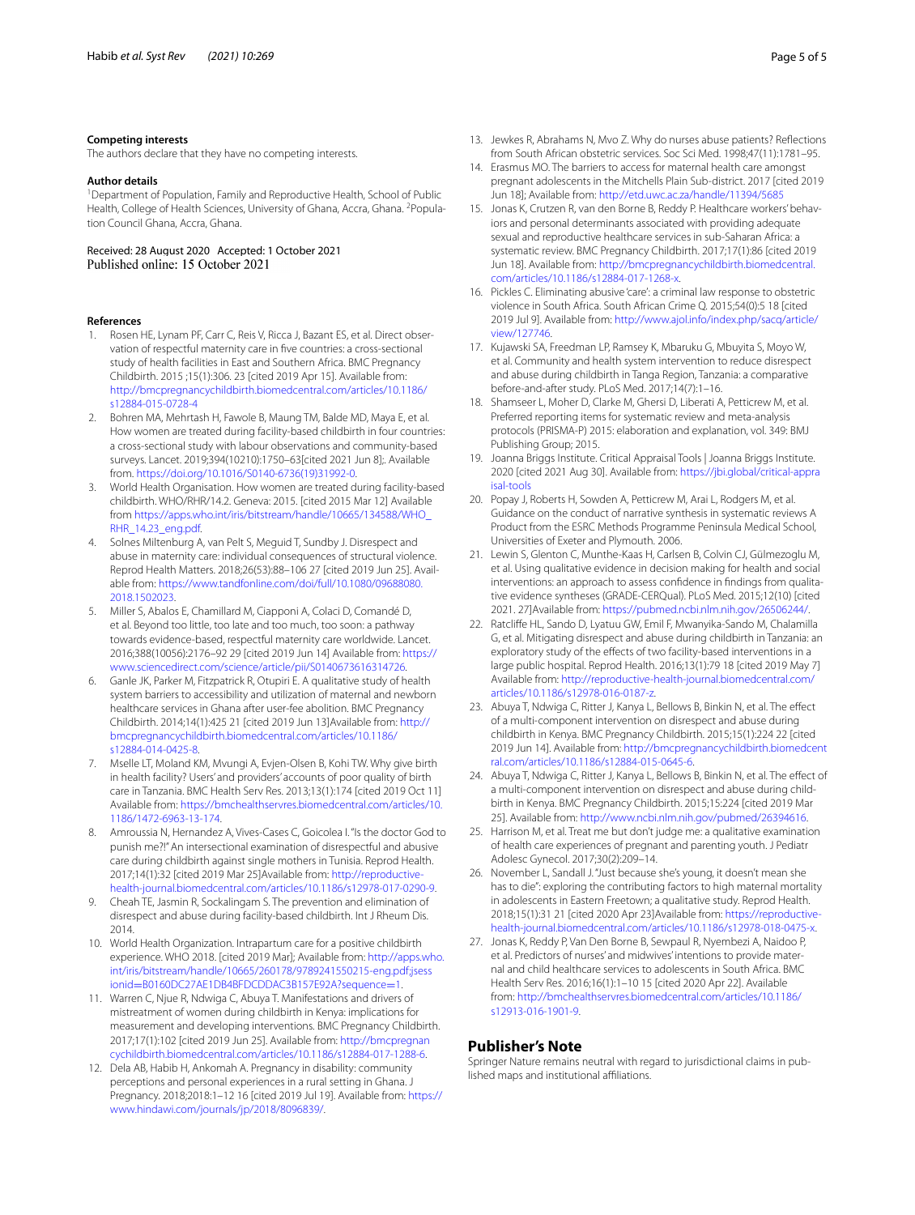### Competing interests

The authors declare that they have no competing interests.

### Author details

[1]Department of Population, Family and Reproductive Health, School of Public Health, College of Health Sciences, University of Ghana, Accra, Ghana. [2]Population Council Ghana, Accra, Ghana.

Received: 28 August 2020 Accepted: 1 October 2021
Published online: 15 October 2021

### References

1. Rosen HE, Lynam PF, Carr C, Reis V, Ricca J, Bazant ES, et al. Direct observation of respectful maternity care in five countries: a cross-sectional study of health facilities in East and Southern Africa. BMC Pregnancy Childbirth. 2015 ;15(1):306. 23 [cited 2019 Apr 15]. Available from: http://bmcpregnancychildbirth.biomedcentral.com/articles/10.1186/s12884-015-0728-4
2. Bohren MA, Mehrtash H, Fawole B, Maung TM, Balde MD, Maya E, et al. How women are treated during facility-based childbirth in four countries: a cross-sectional study with labour observations and community-based surveys. Lancet. 2019;394(10210):1750–63[cited 2021 Jun 8];. Available from. https://doi.org/10.1016/S0140-6736(19)31992-0.
3. World Health Organisation. How women are treated during facility-based childbirth. WHO/RHR/14.2. Geneva: 2015. [cited 2015 Mar 12] Available from https://apps.who.int/iris/bitstream/handle/10665/134588/WHO_RHR_14.23_eng.pdf.
4. Solnes Miltenburg A, van Pelt S, Meguid T, Sundby J. Disrespect and abuse in maternity care: individual consequences of structural violence. Reprod Health Matters. 2018;26(53):88–106 27 [cited 2019 Jun 25]. Available from: https://www.tandfonline.com/doi/full/10.1080/09688080.2018.1502023.
5. Miller S, Abalos E, Chamillard M, Ciapponi A, Colaci D, Comandé D, et al. Beyond too little, too late and too much, too soon: a pathway towards evidence-based, respectful maternity care worldwide. Lancet. 2016;388(10056):2176–92 29 [cited 2019 Jun 14] Available from: https://www.sciencedirect.com/science/article/pii/S0140673616314726.
6. Ganle JK, Parker M, Fitzpatrick R, Otupiri E. A qualitative study of health system barriers to accessibility and utilization of maternal and newborn healthcare services in Ghana after user-fee abolition. BMC Pregnancy Childbirth. 2014;14(1):425 21 [cited 2019 Jun 13]Available from: http://bmcpregnancychildbirth.biomedcentral.com/articles/10.1186/s12884-014-0425-8.
7. Mselle LT, Moland KM, Mvungi A, Evjen-Olsen B, Kohi TW. Why give birth in health facility? Users' and providers' accounts of poor quality of birth care in Tanzania. BMC Health Serv Res. 2013;13(1):174 [cited 2019 Oct 11] Available from: https://bmchealthservres.biomedcentral.com/articles/10.1186/1472-6963-13-174.
8. Amroussia N, Hernandez A, Vives-Cases C, Goicolea I. "Is the doctor God to punish me?!" An intersectional examination of disrespectful and abusive care during childbirth against single mothers in Tunisia. Reprod Health. 2017;14(1):32 [cited 2019 Mar 25]Available from: http://reproductive-health-journal.biomedcentral.com/articles/10.1186/s12978-017-0290-9.
9. Cheah TE, Jasmin R, Sockalingam S. The prevention and elimination of disrespect and abuse during facility-based childbirth. Int J Rheum Dis. 2014.
10. World Health Organization. Intrapartum care for a positive childbirth experience. WHO 2018. [cited 2019 Mar]; Available from: http://apps.who.int/iris/bitstream/handle/10665/260178/9789241550215-eng.pdf;jsessionid=B0160DC27AE1DB4BFDCDDAC3B157E92A?sequence=1.
11. Warren C, Njue R, Ndwiga C, Abuya T. Manifestations and drivers of mistreatment of women during childbirth in Kenya: implications for measurement and developing interventions. BMC Pregnancy Childbirth. 2017;17(1):102 [cited 2019 Jun 25]. Available from: http://bmcpregnancychildbirth.biomedcentral.com/articles/10.1186/s12884-017-1288-6.
12. Dela AB, Habib H, Ankomah A. Pregnancy in disability: community perceptions and personal experiences in a rural setting in Ghana. J Pregnancy. 2018;2018:1–12 16 [cited 2019 Jul 19]. Available from: https://www.hindawi.com/journals/jp/2018/8096839/.
13. Jewkes R, Abrahams N, Mvo Z. Why do nurses abuse patients? Reflections from South African obstetric services. Soc Sci Med. 1998;47(11):1781–95.
14. Erasmus MO. The barriers to access for maternal health care amongst pregnant adolescents in the Mitchells Plain Sub-district. 2017 [cited 2019 Jun 18]; Available from: http://etd.uwc.ac.za/handle/11394/5685
15. Jonas K, Crutzen R, van den Borne B, Reddy P. Healthcare workers' behaviors and personal determinants associated with providing adequate sexual and reproductive healthcare services in sub-Saharan Africa: a systematic review. BMC Pregnancy Childbirth. 2017;17(1):86 [cited 2019 Jun 18]. Available from: http://bmcpregnancychildbirth.biomedcentral.com/articles/10.1186/s12884-017-1268-x.
16. Pickles C. Eliminating abusive 'care': a criminal law response to obstetric violence in South Africa. South African Crime Q. 2015;54(0):5 18 [cited 2019 Jul 9]. Available from: http://www.ajol.info/index.php/sacq/article/view/127746.
17. Kujawski SA, Freedman LP, Ramsey K, Mbaruku G, Mbuyita S, Moyo W, et al. Community and health system intervention to reduce disrespect and abuse during childbirth in Tanga Region, Tanzania: a comparative before-and-after study. PLoS Med. 2017;14(7):1–16.
18. Shamseer L, Moher D, Clarke M, Ghersi D, Liberati A, Petticrew M, et al. Preferred reporting items for systematic review and meta-analysis protocols (PRISMA-P) 2015: elaboration and explanation, vol. 349: BMJ Publishing Group; 2015.
19. Joanna Briggs Institute. Critical Appraisal Tools | Joanna Briggs Institute. 2020 [cited 2021 Aug 30]. Available from: https://jbi.global/critical-appraisal-tools
20. Popay J, Roberts H, Sowden A, Petticrew M, Arai L, Rodgers M, et al. Guidance on the conduct of narrative synthesis in systematic reviews A Product from the ESRC Methods Programme Peninsula Medical School, Universities of Exeter and Plymouth. 2006.
21. Lewin S, Glenton C, Munthe-Kaas H, Carlsen B, Colvin CJ, Gülmezoglu M, et al. Using qualitative evidence in decision making for health and social interventions: an approach to assess confidence in findings from qualitative evidence syntheses (GRADE-CERQual). PLoS Med. 2015;12(10) [cited 2021. 27]Available from: https://pubmed.ncbi.nlm.nih.gov/26506244/.
22. Ratcliffe HL, Sando D, Lyatuu GW, Emil F, Mwanyika-Sando M, Chalamilla G, et al. Mitigating disrespect and abuse during childbirth in Tanzania: an exploratory study of the effects of two facility-based interventions in a large public hospital. Reprod Health. 2016;13(1):79 18 [cited 2019 May 7] Available from: http://reproductive-health-journal.biomedcentral.com/articles/10.1186/s12978-016-0187-z.
23. Abuya T, Ndwiga C, Ritter J, Kanya L, Bellows B, Binkin N, et al. The effect of a multi-component intervention on disrespect and abuse during childbirth in Kenya. BMC Pregnancy Childbirth. 2015;15(1):224 22 [cited 2019 Jun 14]. Available from: http://bmcpregnancychildbirth.biomedcentral.com/articles/10.1186/s12884-015-0645-6.
24. Abuya T, Ndwiga C, Ritter J, Kanya L, Bellows B, Binkin N, et al. The effect of a multi-component intervention on disrespect and abuse during childbirth in Kenya. BMC Pregnancy Childbirth. 2015;15:224 [cited 2019 Mar 25]. Available from: http://www.ncbi.nlm.nih.gov/pubmed/26394616.
25. Harrison M, et al. Treat me but don't judge me: a qualitative examination of health care experiences of pregnant and parenting youth. J Pediatr Adolesc Gynecol. 2017;30(2):209–14.
26. November L, Sandall J. "Just because she's young, it doesn't mean she has to die": exploring the contributing factors to high maternal mortality in adolescents in Eastern Freetown; a qualitative study. Reprod Health. 2018;15(1):31 21 [cited 2020 Apr 23]Available from: https://reproductive-health-journal.biomedcentral.com/articles/10.1186/s12978-018-0475-x.
27. Jonas K, Reddy P, Van Den Borne B, Sewpaul R, Nyembezi A, Naidoo P, et al. Predictors of nurses' and midwives' intentions to provide maternal and child healthcare services to adolescents in South Africa. BMC Health Serv Res. 2016;16(1):1–10 15 [cited 2020 Apr 22]. Available from: http://bmchealthservres.biomedcentral.com/articles/10.1186/s12913-016-1901-9.

## Publisher's Note

Springer Nature remains neutral with regard to jurisdictional claims in published maps and institutional affiliations.